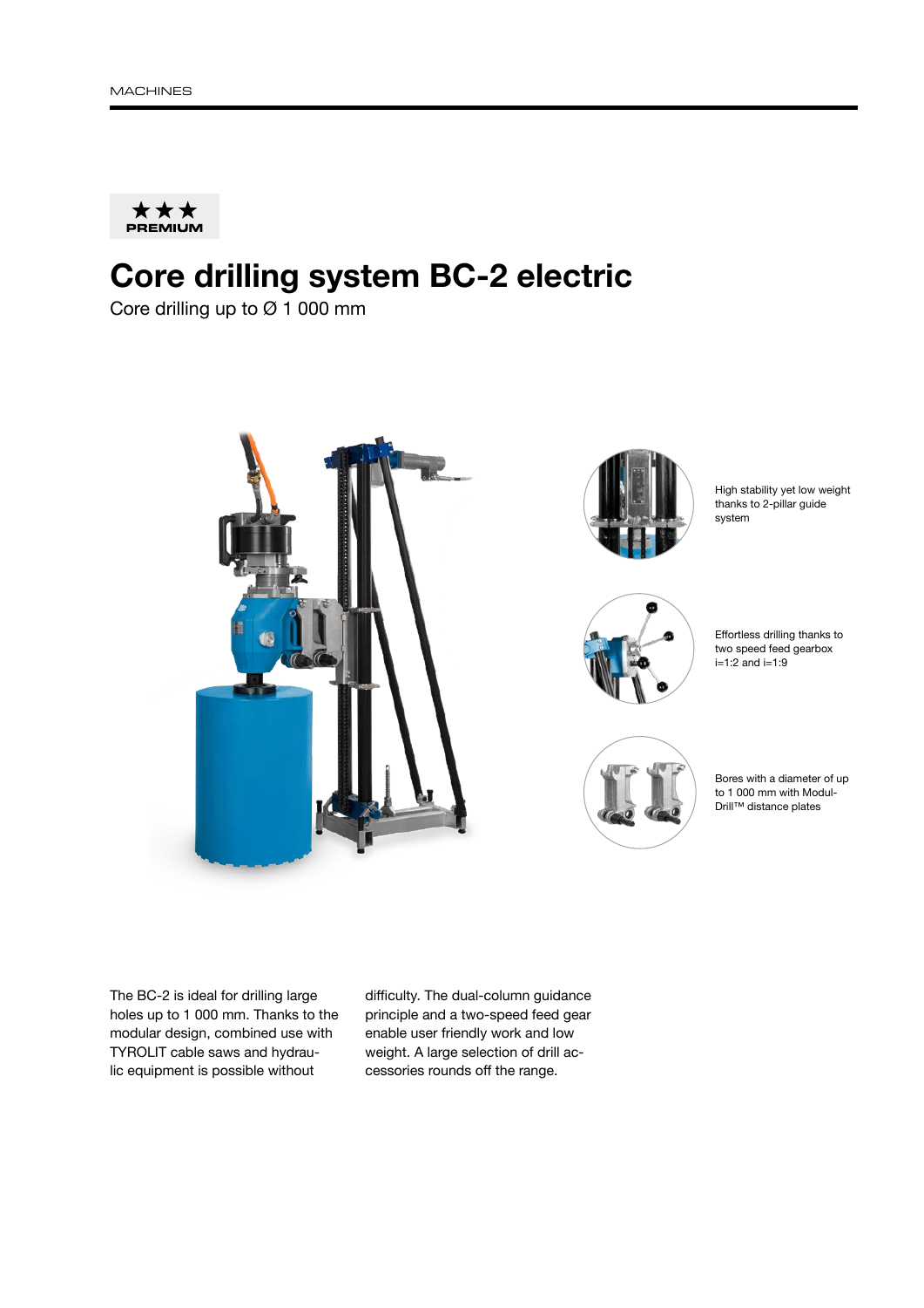★★★
PREMIUM

# Core drilling system BC-2 electric

Core drilling up to Ø 1 000 mm

High stability yet low weight thanks to 2-pillar guide system

Effortless drilling thanks to two speed feed gearbox i=1:2 and i=1:9

Bores with a diameter of up to 1 000 mm with Modul-Drill™ distance plates

The BC-2 is ideal for drilling large holes up to 1 000 mm. Thanks to the modular design, combined use with TYROLIT cable saws and hydraulic equipment is possible without difficulty. The dual-column guidance principle and a two-speed feed gear enable user friendly work and low weight. A large selection of drill accessories rounds off the range.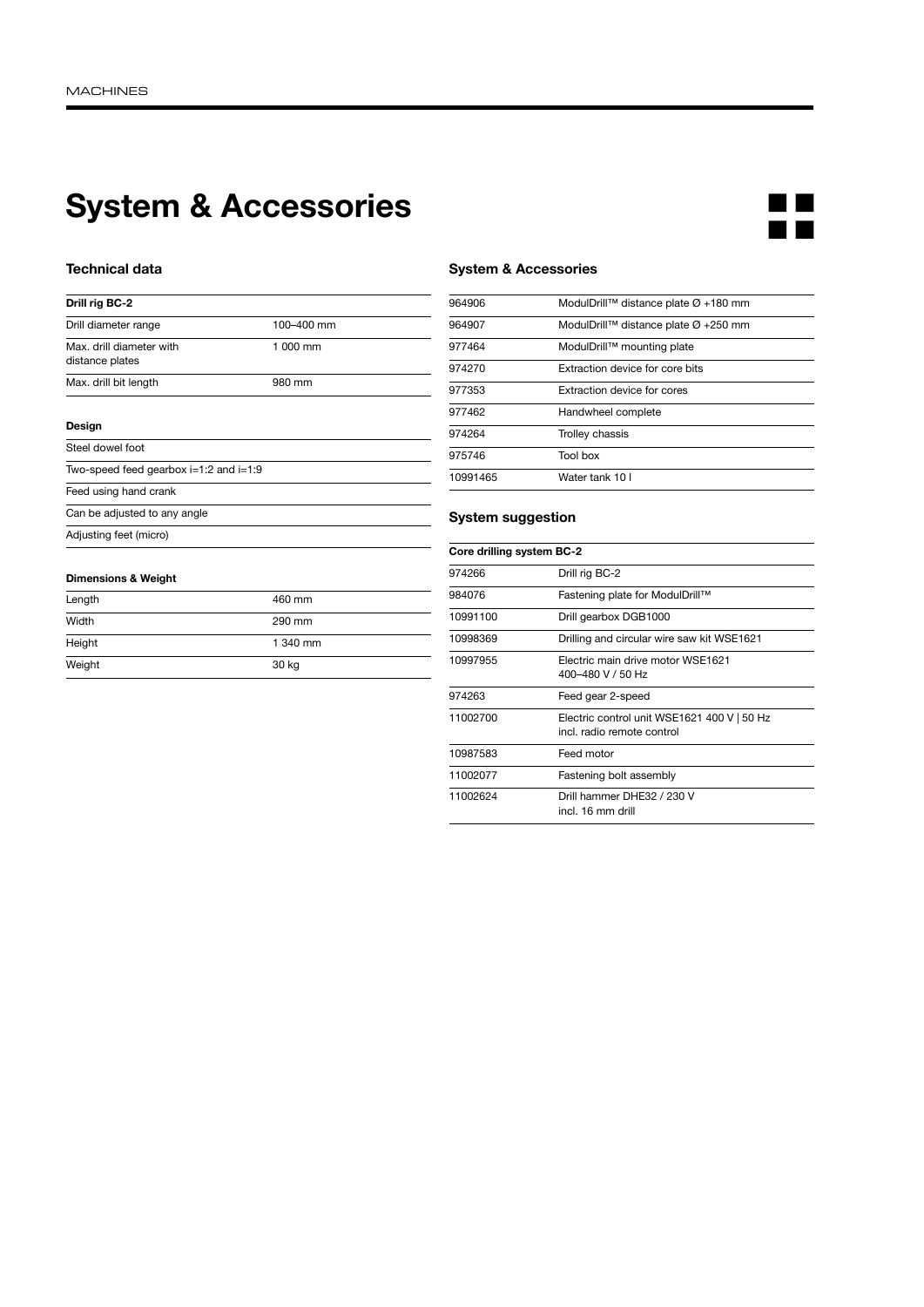# System & Accessories

## Technical data

| Drill rig BC-2 | |
|---|---|
| Drill diameter range | 100–400 mm |
| Max. drill diameter with distance plates | 1 000 mm |
| Max. drill bit length | 980 mm |

| Design |
|---|
| Steel dowel foot |
| Two-speed feed gearbox i=1:2 and i=1:9 |
| Feed using hand crank |
| Can be adjusted to any angle |
| Adjusting feet (micro) |

| Dimensions & Weight | |
|---|---|
| Length | 460 mm |
| Width | 290 mm |
| Height | 1 340 mm |
| Weight | 30 kg |

## System & Accessories

| | |
|---|---|
| 964906 | ModulDrill™ distance plate Ø +180 mm |
| 964907 | ModulDrill™ distance plate Ø +250 mm |
| 977464 | ModulDrill™ mounting plate |
| 974270 | Extraction device for core bits |
| 977353 | Extraction device for cores |
| 977462 | Handwheel complete |
| 974264 | Trolley chassis |
| 975746 | Tool box |
| 10991465 | Water tank 10 l |

## System suggestion

| Core drilling system BC-2 | |
|---|---|
| 974266 | Drill rig BC-2 |
| 984076 | Fastening plate for ModulDrill™ |
| 10991100 | Drill gearbox DGB1000 |
| 10998369 | Drilling and circular wire saw kit WSE1621 |
| 10997955 | Electric main drive motor WSE1621 400–480 V / 50 Hz |
| 974263 | Feed gear 2-speed |
| 11002700 | Electric control unit WSE1621 400 V \| 50 Hz incl. radio remote control |
| 10987583 | Feed motor |
| 11002077 | Fastening bolt assembly |
| 11002624 | Drill hammer DHE32 / 230 V incl. 16 mm drill |